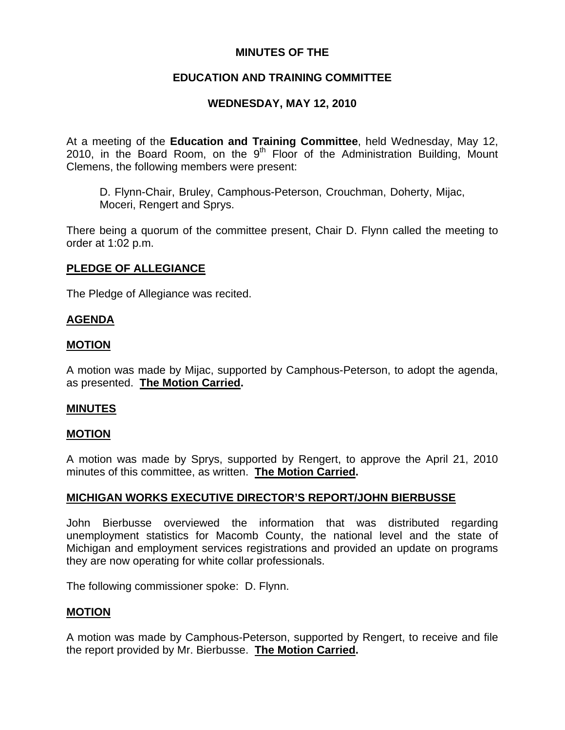# MINUTES OF THE

# EDUCATION AND TRAINING COMMITTEE

# WEDNESDAY, MAY 12, 2010

At a meeting of the **Education and Training Committee**, held Wednesday, May 12, 2010, in the Board Room, on the 9th Floor of the Administration Building, Mount Clemens, the following members were present:

D. Flynn-Chair, Bruley, Camphous-Peterson, Crouchman, Doherty, Mijac, Moceri, Rengert and Sprys.

There being a quorum of the committee present, Chair D. Flynn called the meeting to order at 1:02 p.m.

## PLEDGE OF ALLEGIANCE

The Pledge of Allegiance was recited.

## AGENDA

## MOTION

A motion was made by Mijac, supported by Camphous-Peterson, to adopt the agenda, as presented. **The Motion Carried.**

## MINUTES

## MOTION

A motion was made by Sprys, supported by Rengert, to approve the April 21, 2010 minutes of this committee, as written. **The Motion Carried.**

## MICHIGAN WORKS EXECUTIVE DIRECTOR'S REPORT/JOHN BIERBUSSE

John Bierbusse overviewed the information that was distributed regarding unemployment statistics for Macomb County, the national level and the state of Michigan and employment services registrations and provided an update on programs they are now operating for white collar professionals.

The following commissioner spoke: D. Flynn.

## MOTION

A motion was made by Camphous-Peterson, supported by Rengert, to receive and file the report provided by Mr. Bierbusse. **The Motion Carried.**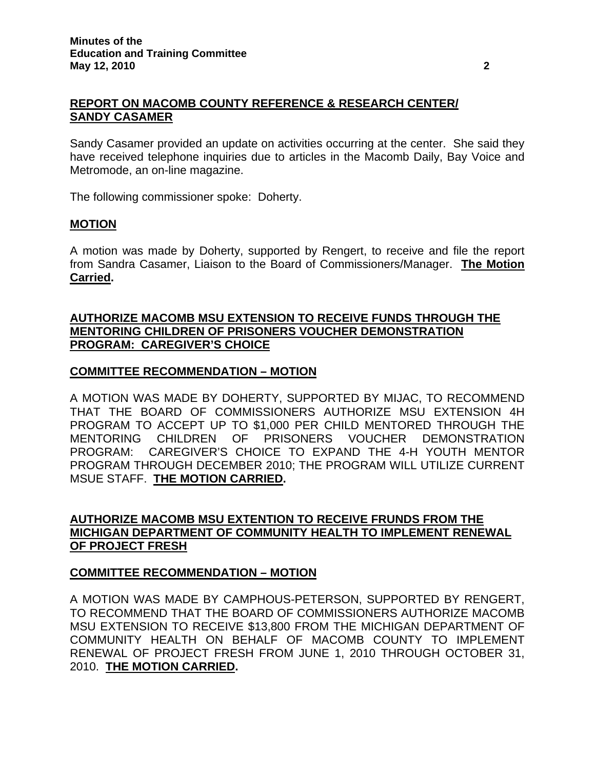## REPORT ON MACOMB COUNTY REFERENCE & RESEARCH CENTER/ SANDY CASAMER

Sandy Casamer provided an update on activities occurring at the center. She said they have received telephone inquiries due to articles in the Macomb Daily, Bay Voice and Metromode, an on-line magazine.

The following commissioner spoke: Doherty.

### MOTION

A motion was made by Doherty, supported by Rengert, to receive and file the report from Sandra Casamer, Liaison to the Board of Commissioners/Manager. **The Motion Carried.**

## AUTHORIZE MACOMB MSU EXTENSION TO RECEIVE FUNDS THROUGH THE MENTORING CHILDREN OF PRISONERS VOUCHER DEMONSTRATION PROGRAM: CAREGIVER'S CHOICE

### COMMITTEE RECOMMENDATION – MOTION

A MOTION WAS MADE BY DOHERTY, SUPPORTED BY MIJAC, TO RECOMMEND THAT THE BOARD OF COMMISSIONERS AUTHORIZE MSU EXTENSION 4H PROGRAM TO ACCEPT UP TO $1,000 PER CHILD MENTORED THROUGH THE MENTORING CHILDREN OF PRISONERS VOUCHER DEMONSTRATION PROGRAM: CAREGIVER'S CHOICE TO EXPAND THE 4-H YOUTH MENTOR PROGRAM THROUGH DECEMBER 2010; THE PROGRAM WILL UTILIZE CURRENT MSUE STAFF. **THE MOTION CARRIED.**

## AUTHORIZE MACOMB MSU EXTENTION TO RECEIVE FRUNDS FROM THE MICHIGAN DEPARTMENT OF COMMUNITY HEALTH TO IMPLEMENT RENEWAL OF PROJECT FRESH

### COMMITTEE RECOMMENDATION – MOTION

A MOTION WAS MADE BY CAMPHOUS-PETERSON, SUPPORTED BY RENGERT, TO RECOMMEND THAT THE BOARD OF COMMISSIONERS AUTHORIZE MACOMB MSU EXTENSION TO RECEIVE $13,800 FROM THE MICHIGAN DEPARTMENT OF COMMUNITY HEALTH ON BEHALF OF MACOMB COUNTY TO IMPLEMENT RENEWAL OF PROJECT FRESH FROM JUNE 1, 2010 THROUGH OCTOBER 31, 2010. **THE MOTION CARRIED.**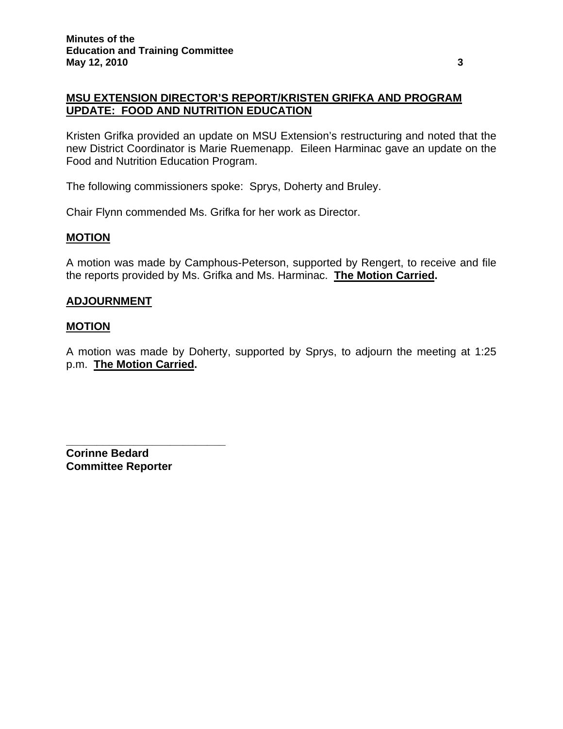**MSU EXTENSION DIRECTOR'S REPORT/KRISTEN GRIFKA AND PROGRAM UPDATE: FOOD AND NUTRITION EDUCATION**

Kristen Grifka provided an update on MSU Extension's restructuring and noted that the new District Coordinator is Marie Ruemenapp. Eileen Harminac gave an update on the Food and Nutrition Education Program.

The following commissioners spoke: Sprys, Doherty and Bruley.

Chair Flynn commended Ms. Grifka for her work as Director.

**MOTION**

A motion was made by Camphous-Peterson, supported by Rengert, to receive and file the reports provided by Ms. Grifka and Ms. Harminac. **The Motion Carried.**

**ADJOURNMENT**

**MOTION**

A motion was made by Doherty, supported by Sprys, to adjourn the meeting at 1:25 p.m. **The Motion Carried.**

\_\_\_\_\_\_\_\_\_\_\_\_\_\_\_\_\_\_\_\_\_\_\_\_\_\_\_

**Corinne Bedard**
**Committee Reporter**